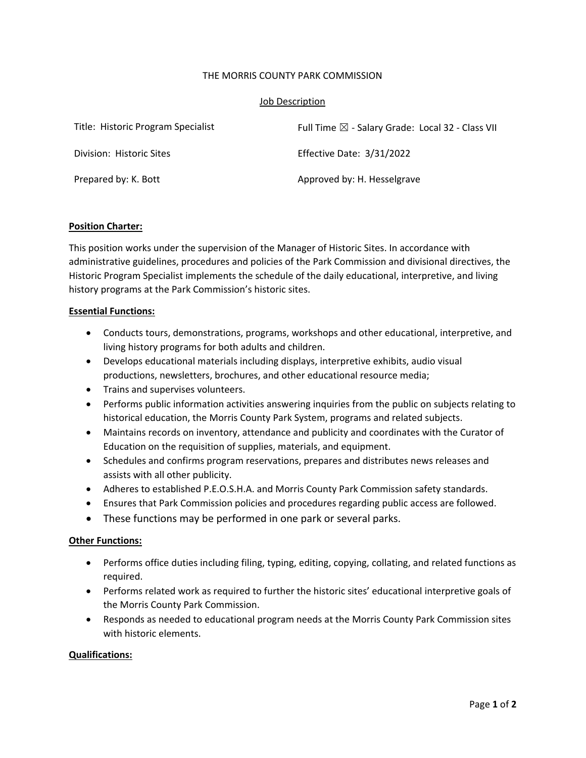THE MORRIS COUNTY PARK COMMISSION

Job Description

| | |
|---|---|
| Title: Historic Program Specialist | Full Time ☒ - Salary Grade: Local 32 - Class VII |
| Division: Historic Sites | Effective Date: 3/31/2022 |
| Prepared by: K. Bott | Approved by: H. Hesselgrave |

**Position Charter:**

This position works under the supervision of the Manager of Historic Sites. In accordance with administrative guidelines, procedures and policies of the Park Commission and divisional directives, the Historic Program Specialist implements the schedule of the daily educational, interpretive, and living history programs at the Park Commission's historic sites.

**Essential Functions:**

- Conducts tours, demonstrations, programs, workshops and other educational, interpretive, and living history programs for both adults and children.
- Develops educational materials including displays, interpretive exhibits, audio visual productions, newsletters, brochures, and other educational resource media;
- Trains and supervises volunteers.
- Performs public information activities answering inquiries from the public on subjects relating to historical education, the Morris County Park System, programs and related subjects.
- Maintains records on inventory, attendance and publicity and coordinates with the Curator of Education on the requisition of supplies, materials, and equipment.
- Schedules and confirms program reservations, prepares and distributes news releases and assists with all other publicity.
- Adheres to established P.E.O.S.H.A. and Morris County Park Commission safety standards.
- Ensures that Park Commission policies and procedures regarding public access are followed.
- These functions may be performed in one park or several parks.

**Other Functions:**

- Performs office duties including filing, typing, editing, copying, collating, and related functions as required.
- Performs related work as required to further the historic sites' educational interpretive goals of the Morris County Park Commission.
- Responds as needed to educational program needs at the Morris County Park Commission sites with historic elements.

**Qualifications:**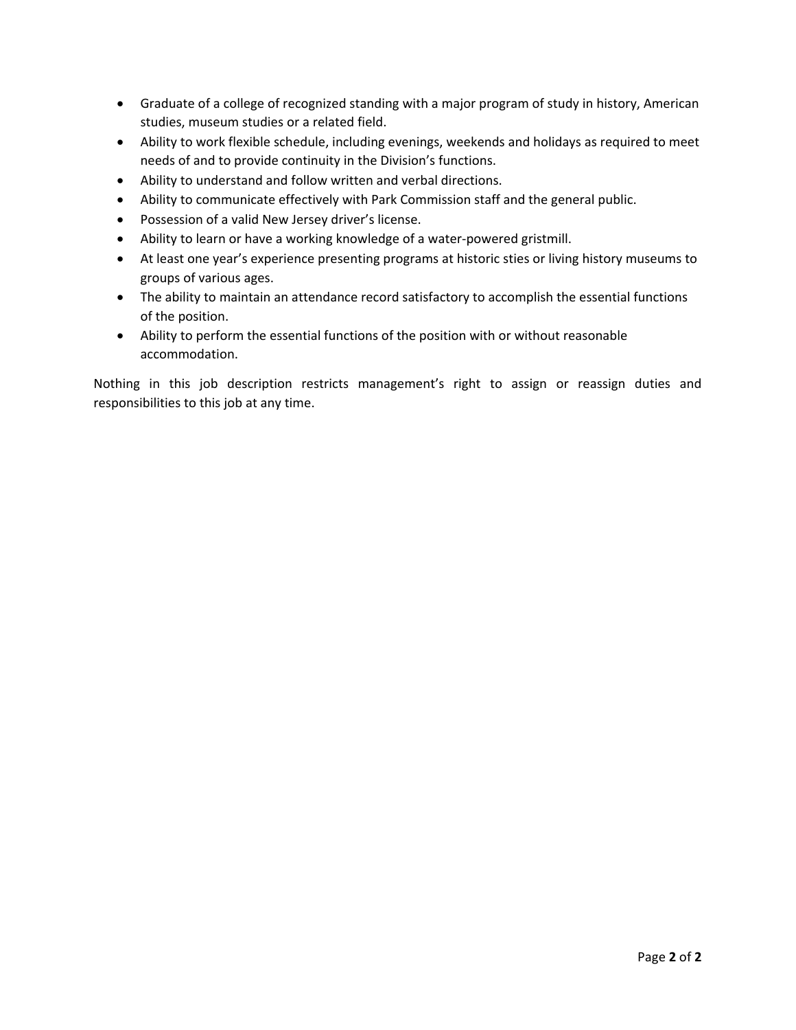- Graduate of a college of recognized standing with a major program of study in history, American studies, museum studies or a related field.
- Ability to work flexible schedule, including evenings, weekends and holidays as required to meet needs of and to provide continuity in the Division's functions.
- Ability to understand and follow written and verbal directions.
- Ability to communicate effectively with Park Commission staff and the general public.
- Possession of a valid New Jersey driver's license.
- Ability to learn or have a working knowledge of a water-powered gristmill.
- At least one year's experience presenting programs at historic sties or living history museums to groups of various ages.
- The ability to maintain an attendance record satisfactory to accomplish the essential functions of the position.
- Ability to perform the essential functions of the position with or without reasonable accommodation.

Nothing in this job description restricts management's right to assign or reassign duties and responsibilities to this job at any time.